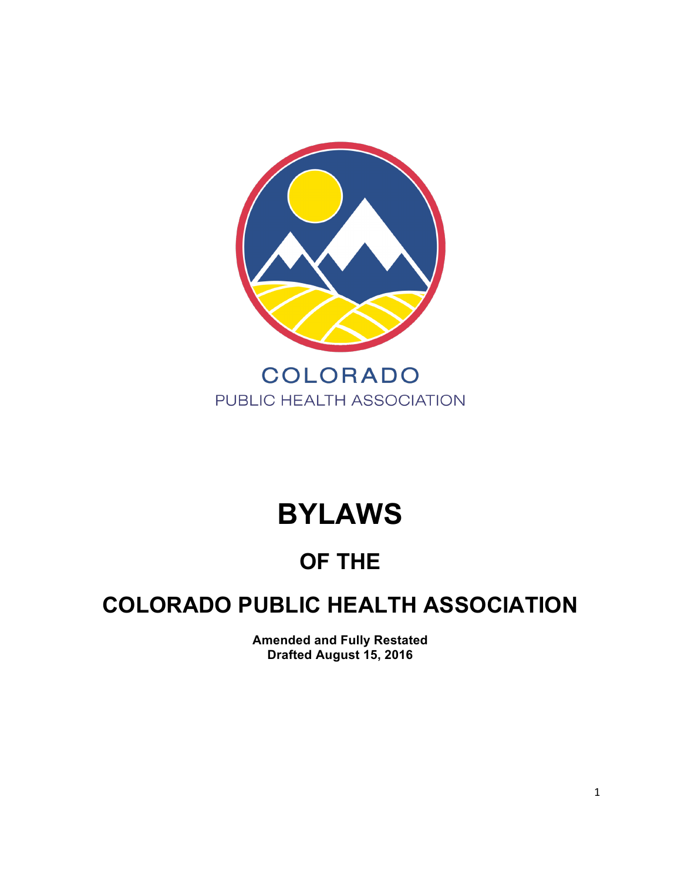COLORADO
PUBLIC HEALTH ASSOCIATION

# BYLAWS

## OF THE

## COLORADO PUBLIC HEALTH ASSOCIATION

**Amended and Fully Restated**
**Drafted August 15, 2016**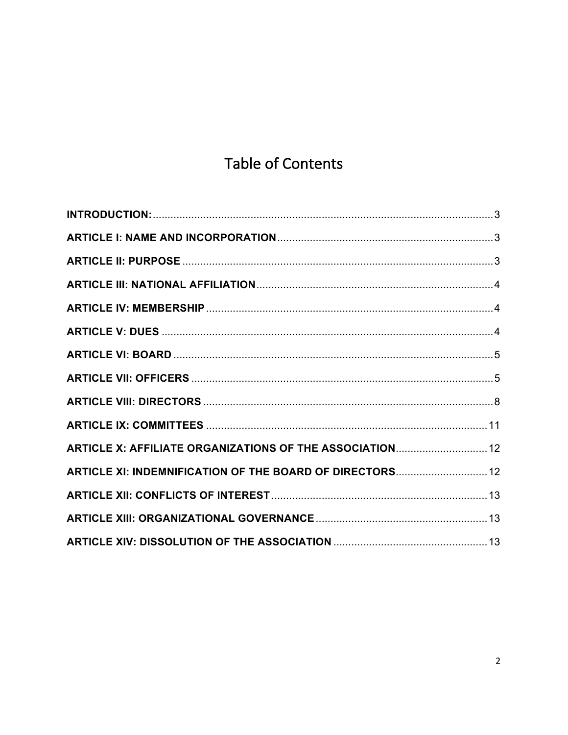# Table of Contents

**INTRODUCTION:** .................................................................................................... 3

**ARTICLE I: NAME AND INCORPORATION** ........................................................................ 3

**ARTICLE II: PURPOSE** ........................................................................................................ 3

**ARTICLE III: NATIONAL AFFILIATION** ................................................................................ 4

**ARTICLE IV: MEMBERSHIP** ................................................................................................. 4

**ARTICLE V: DUES** ................................................................................................................ 4

**ARTICLE VI: BOARD** ............................................................................................................ 5

**ARTICLE VII: OFFICERS** ...................................................................................................... 5

**ARTICLE VIII: DIRECTORS** ................................................................................................... 8

**ARTICLE IX: COMMITTEES** ................................................................................................ 11

**ARTICLE X: AFFILIATE ORGANIZATIONS OF THE ASSOCIATION** ............................... 12

**ARTICLE XI: INDEMNIFICATION OF THE BOARD OF DIRECTORS** ............................... 12

**ARTICLE XII: CONFLICTS OF INTEREST** ......................................................................... 13

**ARTICLE XIII: ORGANIZATIONAL GOVERNANCE** ........................................................... 13

**ARTICLE XIV: DISSOLUTION OF THE ASSOCIATION** .................................................... 13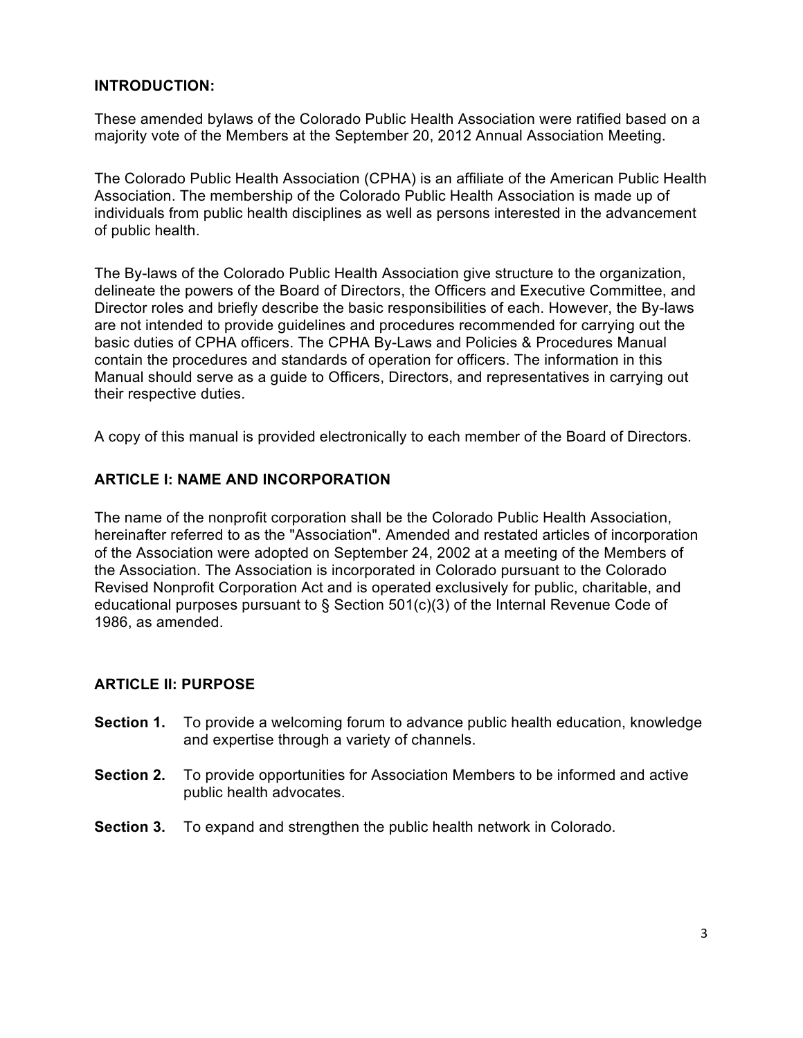## INTRODUCTION:

These amended bylaws of the Colorado Public Health Association were ratified based on a majority vote of the Members at the September 20, 2012 Annual Association Meeting.

The Colorado Public Health Association (CPHA) is an affiliate of the American Public Health Association. The membership of the Colorado Public Health Association is made up of individuals from public health disciplines as well as persons interested in the advancement of public health.

The By-laws of the Colorado Public Health Association give structure to the organization, delineate the powers of the Board of Directors, the Officers and Executive Committee, and Director roles and briefly describe the basic responsibilities of each. However, the By-laws are not intended to provide guidelines and procedures recommended for carrying out the basic duties of CPHA officers. The CPHA By-Laws and Policies & Procedures Manual contain the procedures and standards of operation for officers. The information in this Manual should serve as a guide to Officers, Directors, and representatives in carrying out their respective duties.

A copy of this manual is provided electronically to each member of the Board of Directors.

## ARTICLE I: NAME AND INCORPORATION

The name of the nonprofit corporation shall be the Colorado Public Health Association, hereinafter referred to as the "Association". Amended and restated articles of incorporation of the Association were adopted on September 24, 2002 at a meeting of the Members of the Association. The Association is incorporated in Colorado pursuant to the Colorado Revised Nonprofit Corporation Act and is operated exclusively for public, charitable, and educational purposes pursuant to § Section 501(c)(3) of the Internal Revenue Code of 1986, as amended.

## ARTICLE II: PURPOSE

**Section 1.** To provide a welcoming forum to advance public health education, knowledge and expertise through a variety of channels.

**Section 2.** To provide opportunities for Association Members to be informed and active public health advocates.

**Section 3.** To expand and strengthen the public health network in Colorado.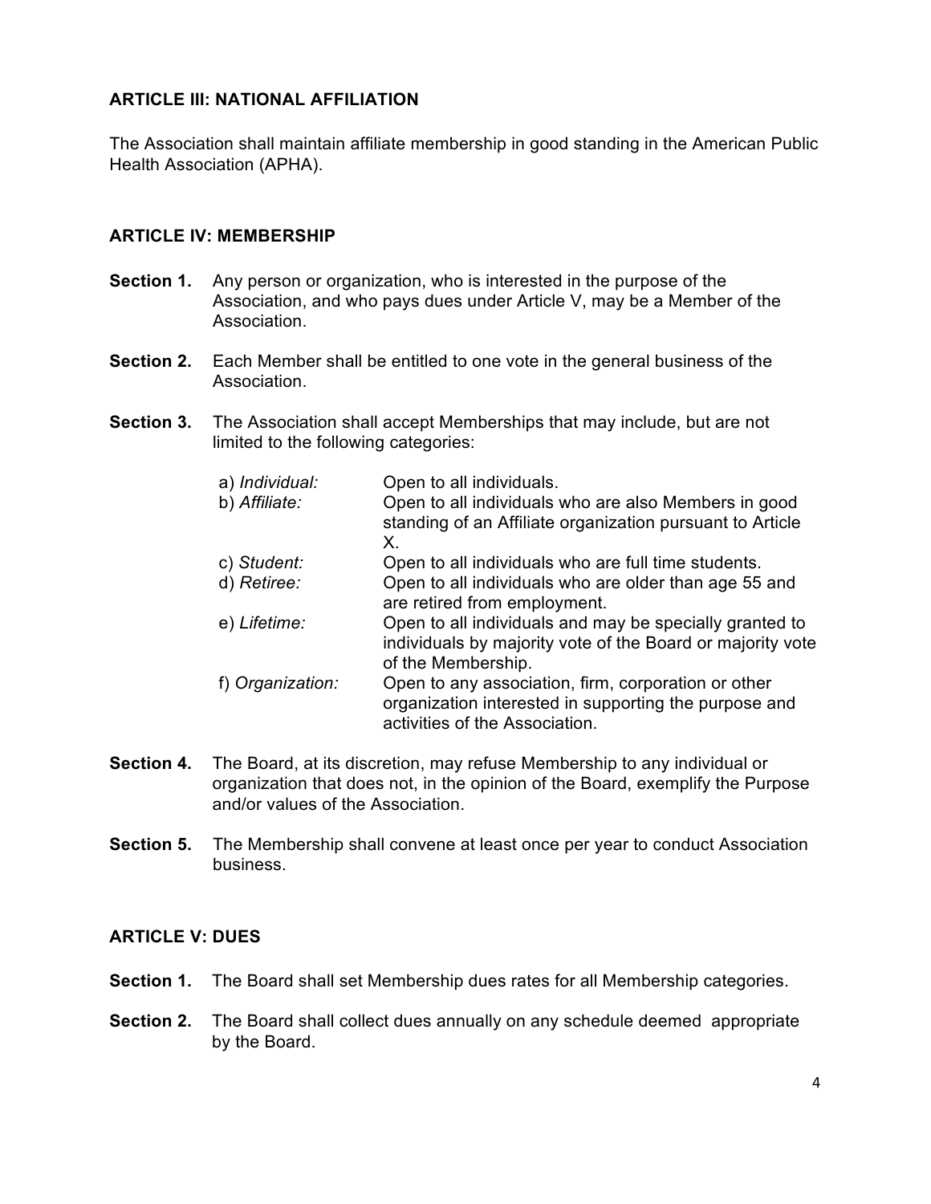## ARTICLE III: NATIONAL AFFILIATION

The Association shall maintain affiliate membership in good standing in the American Public Health Association (APHA).

## ARTICLE IV: MEMBERSHIP

**Section 1.** Any person or organization, who is interested in the purpose of the Association, and who pays dues under Article V, may be a Member of the Association.

**Section 2.** Each Member shall be entitled to one vote in the general business of the Association.

**Section 3.** The Association shall accept Memberships that may include, but are not limited to the following categories:

- a) *Individual:* Open to all individuals.
- b) *Affiliate:* Open to all individuals who are also Members in good standing of an Affiliate organization pursuant to Article X.
- c) *Student:* Open to all individuals who are full time students.
- d) *Retiree:* Open to all individuals who are older than age 55 and are retired from employment.
- e) *Lifetime:* Open to all individuals and may be specially granted to individuals by majority vote of the Board or majority vote of the Membership.
- f) *Organization:* Open to any association, firm, corporation or other organization interested in supporting the purpose and activities of the Association.

**Section 4.** The Board, at its discretion, may refuse Membership to any individual or organization that does not, in the opinion of the Board, exemplify the Purpose and/or values of the Association.

**Section 5.** The Membership shall convene at least once per year to conduct Association business.

## ARTICLE V: DUES

**Section 1.** The Board shall set Membership dues rates for all Membership categories.

**Section 2.** The Board shall collect dues annually on any schedule deemed appropriate by the Board.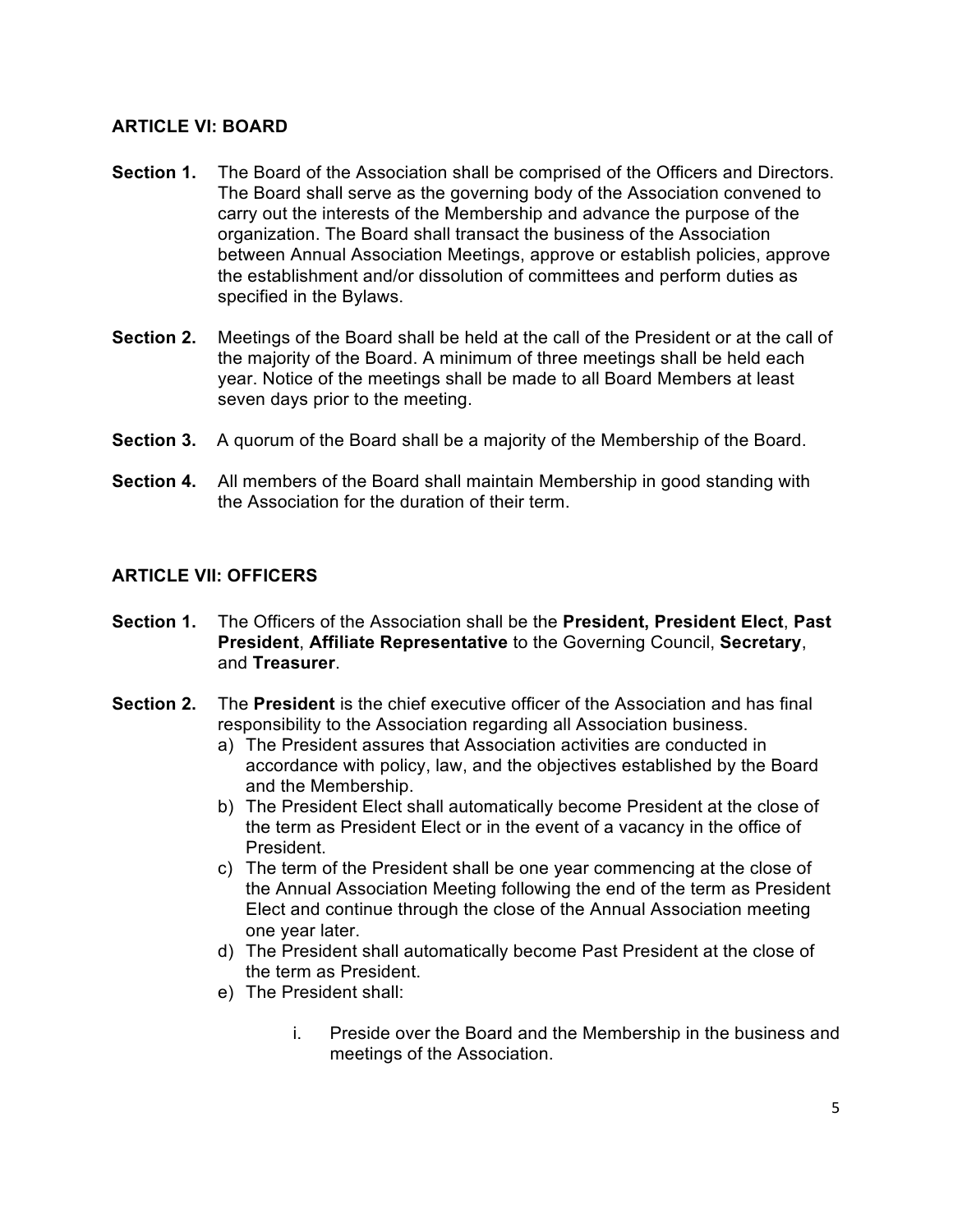## ARTICLE VI: BOARD

**Section 1.** The Board of the Association shall be comprised of the Officers and Directors. The Board shall serve as the governing body of the Association convened to carry out the interests of the Membership and advance the purpose of the organization. The Board shall transact the business of the Association between Annual Association Meetings, approve or establish policies, approve the establishment and/or dissolution of committees and perform duties as specified in the Bylaws.

**Section 2.** Meetings of the Board shall be held at the call of the President or at the call of the majority of the Board. A minimum of three meetings shall be held each year. Notice of the meetings shall be made to all Board Members at least seven days prior to the meeting.

**Section 3.** A quorum of the Board shall be a majority of the Membership of the Board.

**Section 4.** All members of the Board shall maintain Membership in good standing with the Association for the duration of their term.

## ARTICLE VII: OFFICERS

**Section 1.** The Officers of the Association shall be the **President, President Elect**, **Past President**, **Affiliate Representative** to the Governing Council, **Secretary**, and **Treasurer**.

**Section 2.** The **President** is the chief executive officer of the Association and has final responsibility to the Association regarding all Association business.

a) The President assures that Association activities are conducted in accordance with policy, law, and the objectives established by the Board and the Membership.
b) The President Elect shall automatically become President at the close of the term as President Elect or in the event of a vacancy in the office of President.
c) The term of the President shall be one year commencing at the close of the Annual Association Meeting following the end of the term as President Elect and continue through the close of the Annual Association meeting one year later.
d) The President shall automatically become Past President at the close of the term as President.
e) The President shall:

    i. Preside over the Board and the Membership in the business and meetings of the Association.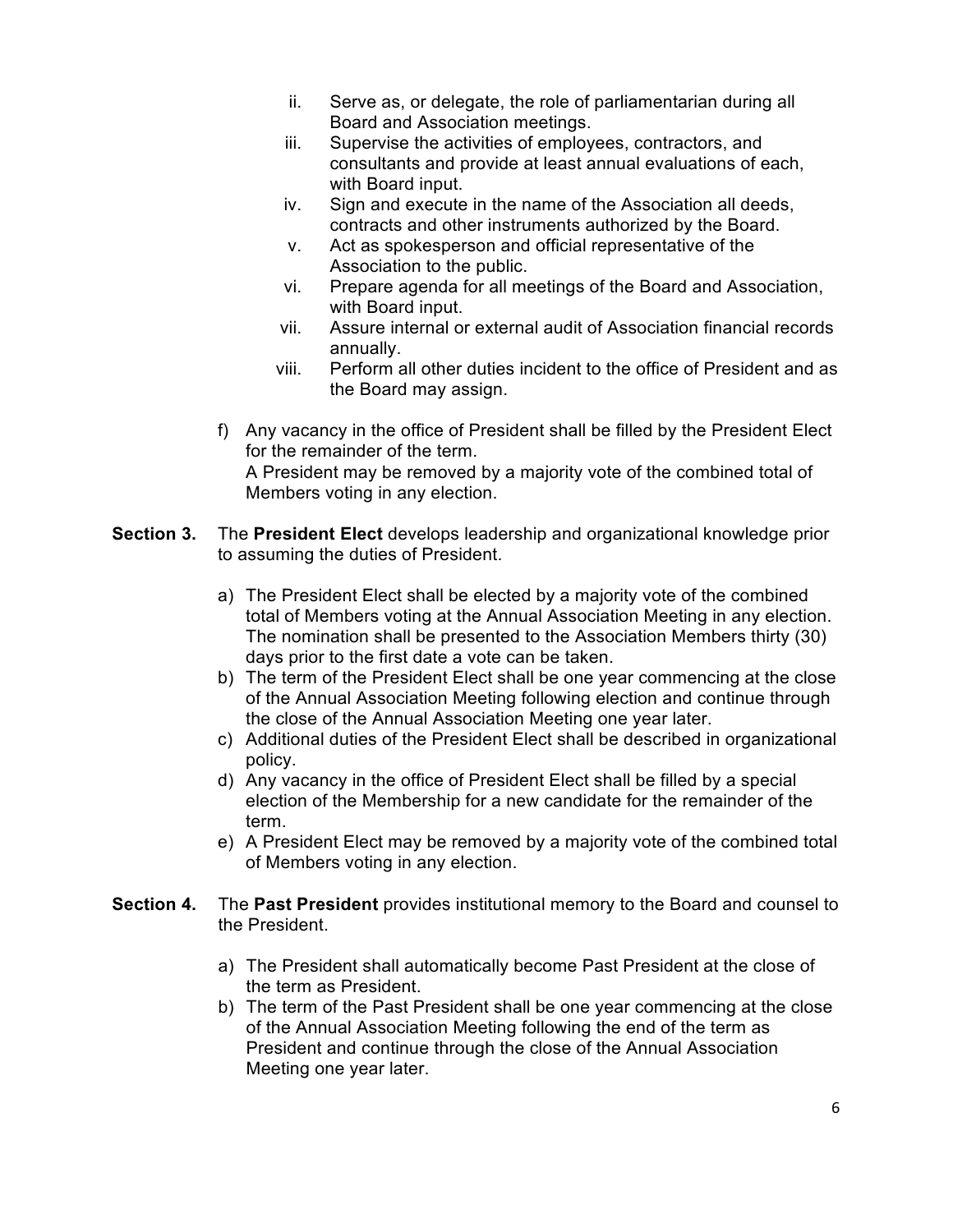ii. Serve as, or delegate, the role of parliamentarian during all Board and Association meetings.
iii. Supervise the activities of employees, contractors, and consultants and provide at least annual evaluations of each, with Board input.
iv. Sign and execute in the name of the Association all deeds, contracts and other instruments authorized by the Board.
v. Act as spokesperson and official representative of the Association to the public.
vi. Prepare agenda for all meetings of the Board and Association, with Board input.
vii. Assure internal or external audit of Association financial records annually.
viii. Perform all other duties incident to the office of President and as the Board may assign.

f) Any vacancy in the office of President shall be filled by the President Elect for the remainder of the term.
A President may be removed by a majority vote of the combined total of Members voting in any election.

**Section 3.** The **President Elect** develops leadership and organizational knowledge prior to assuming the duties of President.

a) The President Elect shall be elected by a majority vote of the combined total of Members voting at the Annual Association Meeting in any election. The nomination shall be presented to the Association Members thirty (30) days prior to the first date a vote can be taken.
b) The term of the President Elect shall be one year commencing at the close of the Annual Association Meeting following election and continue through the close of the Annual Association Meeting one year later.
c) Additional duties of the President Elect shall be described in organizational policy.
d) Any vacancy in the office of President Elect shall be filled by a special election of the Membership for a new candidate for the remainder of the term.
e) A President Elect may be removed by a majority vote of the combined total of Members voting in any election.

**Section 4.** The **Past President** provides institutional memory to the Board and counsel to the President.

a) The President shall automatically become Past President at the close of the term as President.
b) The term of the Past President shall be one year commencing at the close of the Annual Association Meeting following the end of the term as President and continue through the close of the Annual Association Meeting one year later.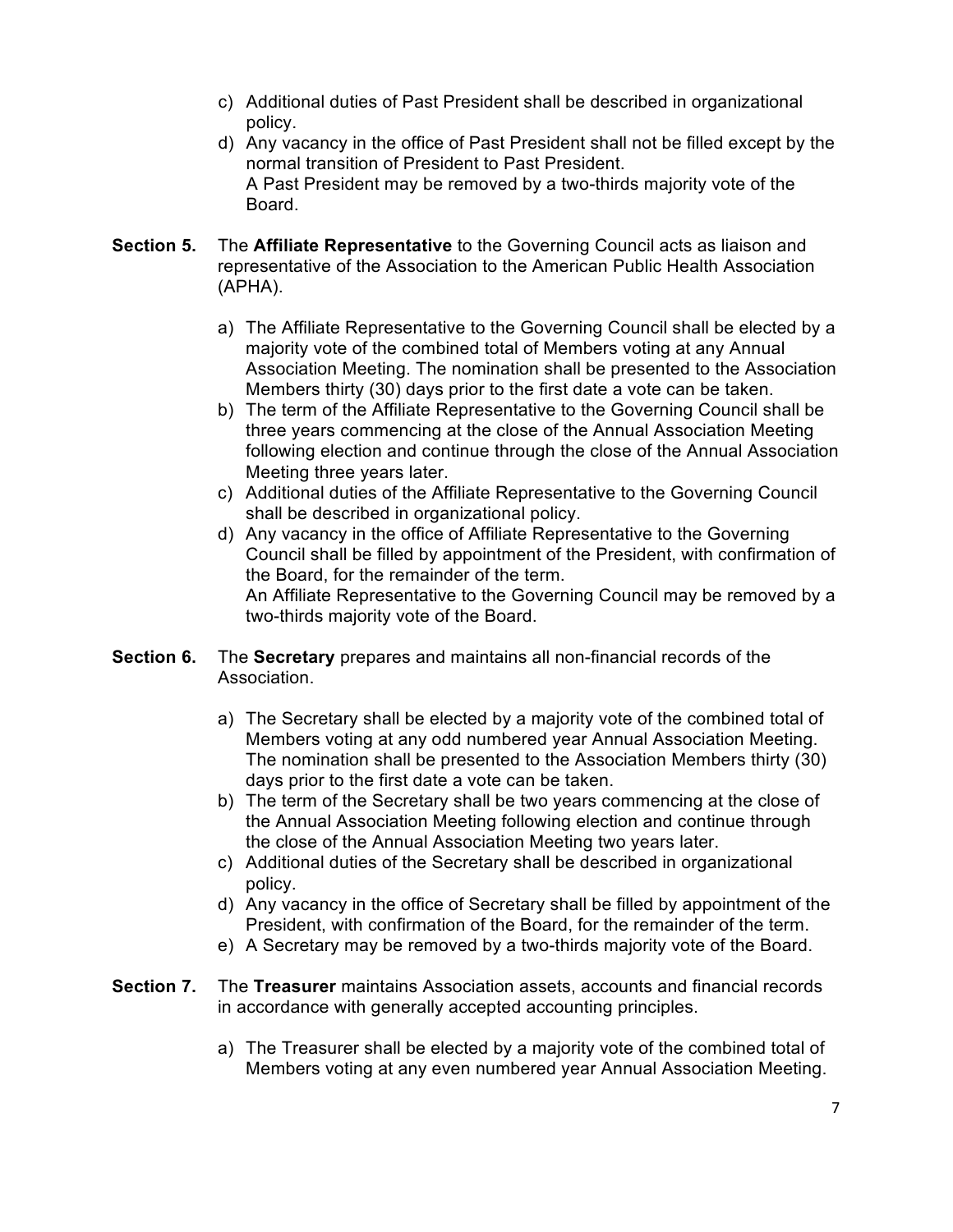c) Additional duties of Past President shall be described in organizational policy.
d) Any vacancy in the office of Past President shall not be filled except by the normal transition of President to Past President.
A Past President may be removed by a two-thirds majority vote of the Board.

**Section 5.** The **Affiliate Representative** to the Governing Council acts as liaison and representative of the Association to the American Public Health Association (APHA).

a) The Affiliate Representative to the Governing Council shall be elected by a majority vote of the combined total of Members voting at any Annual Association Meeting. The nomination shall be presented to the Association Members thirty (30) days prior to the first date a vote can be taken.
b) The term of the Affiliate Representative to the Governing Council shall be three years commencing at the close of the Annual Association Meeting following election and continue through the close of the Annual Association Meeting three years later.
c) Additional duties of the Affiliate Representative to the Governing Council shall be described in organizational policy.
d) Any vacancy in the office of Affiliate Representative to the Governing Council shall be filled by appointment of the President, with confirmation of the Board, for the remainder of the term.
An Affiliate Representative to the Governing Council may be removed by a two-thirds majority vote of the Board.

**Section 6.** The **Secretary** prepares and maintains all non-financial records of the Association.

a) The Secretary shall be elected by a majority vote of the combined total of Members voting at any odd numbered year Annual Association Meeting. The nomination shall be presented to the Association Members thirty (30) days prior to the first date a vote can be taken.
b) The term of the Secretary shall be two years commencing at the close of the Annual Association Meeting following election and continue through the close of the Annual Association Meeting two years later.
c) Additional duties of the Secretary shall be described in organizational policy.
d) Any vacancy in the office of Secretary shall be filled by appointment of the President, with confirmation of the Board, for the remainder of the term.
e) A Secretary may be removed by a two-thirds majority vote of the Board.

**Section 7.** The **Treasurer** maintains Association assets, accounts and financial records in accordance with generally accepted accounting principles.

a) The Treasurer shall be elected by a majority vote of the combined total of Members voting at any even numbered year Annual Association Meeting.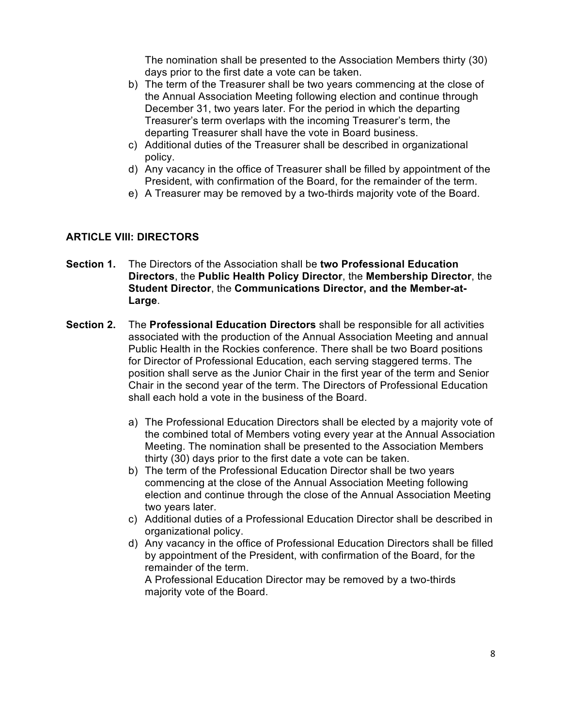The nomination shall be presented to the Association Members thirty (30) days prior to the first date a vote can be taken.

b) The term of the Treasurer shall be two years commencing at the close of the Annual Association Meeting following election and continue through December 31, two years later. For the period in which the departing Treasurer's term overlaps with the incoming Treasurer's term, the departing Treasurer shall have the vote in Board business.
c) Additional duties of the Treasurer shall be described in organizational policy.
d) Any vacancy in the office of Treasurer shall be filled by appointment of the President, with confirmation of the Board, for the remainder of the term.
e) A Treasurer may be removed by a two-thirds majority vote of the Board.

## ARTICLE VIII: DIRECTORS

**Section 1.** The Directors of the Association shall be **two Professional Education Directors**, the **Public Health Policy Director**, the **Membership Director**, the **Student Director**, the **Communications Director, and the Member-at-Large**.

**Section 2.** The **Professional Education Directors** shall be responsible for all activities associated with the production of the Annual Association Meeting and annual Public Health in the Rockies conference. There shall be two Board positions for Director of Professional Education, each serving staggered terms. The position shall serve as the Junior Chair in the first year of the term and Senior Chair in the second year of the term. The Directors of Professional Education shall each hold a vote in the business of the Board.

a) The Professional Education Directors shall be elected by a majority vote of the combined total of Members voting every year at the Annual Association Meeting. The nomination shall be presented to the Association Members thirty (30) days prior to the first date a vote can be taken.
b) The term of the Professional Education Director shall be two years commencing at the close of the Annual Association Meeting following election and continue through the close of the Annual Association Meeting two years later.
c) Additional duties of a Professional Education Director shall be described in organizational policy.
d) Any vacancy in the office of Professional Education Directors shall be filled by appointment of the President, with confirmation of the Board, for the remainder of the term.
A Professional Education Director may be removed by a two-thirds majority vote of the Board.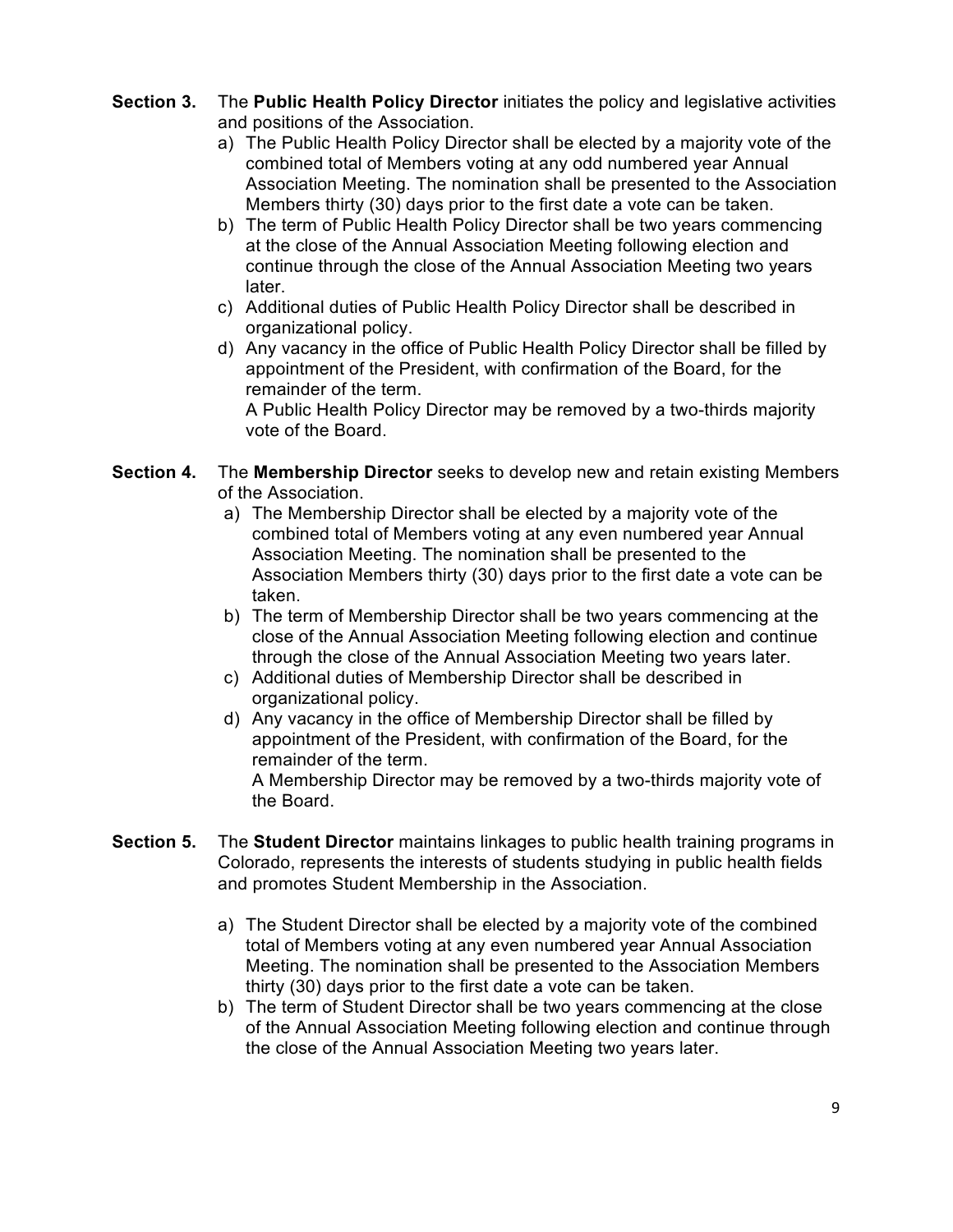**Section 3.** The **Public Health Policy Director** initiates the policy and legislative activities and positions of the Association.

a) The Public Health Policy Director shall be elected by a majority vote of the combined total of Members voting at any odd numbered year Annual Association Meeting. The nomination shall be presented to the Association Members thirty (30) days prior to the first date a vote can be taken.
b) The term of Public Health Policy Director shall be two years commencing at the close of the Annual Association Meeting following election and continue through the close of the Annual Association Meeting two years later.
c) Additional duties of Public Health Policy Director shall be described in organizational policy.
d) Any vacancy in the office of Public Health Policy Director shall be filled by appointment of the President, with confirmation of the Board, for the remainder of the term.
   A Public Health Policy Director may be removed by a two-thirds majority vote of the Board.

**Section 4.** The **Membership Director** seeks to develop new and retain existing Members of the Association.

a) The Membership Director shall be elected by a majority vote of the combined total of Members voting at any even numbered year Annual Association Meeting. The nomination shall be presented to the Association Members thirty (30) days prior to the first date a vote can be taken.
b) The term of Membership Director shall be two years commencing at the close of the Annual Association Meeting following election and continue through the close of the Annual Association Meeting two years later.
c) Additional duties of Membership Director shall be described in organizational policy.
d) Any vacancy in the office of Membership Director shall be filled by appointment of the President, with confirmation of the Board, for the remainder of the term.
   A Membership Director may be removed by a two-thirds majority vote of the Board.

**Section 5.** The **Student Director** maintains linkages to public health training programs in Colorado, represents the interests of students studying in public health fields and promotes Student Membership in the Association.

a) The Student Director shall be elected by a majority vote of the combined total of Members voting at any even numbered year Annual Association Meeting. The nomination shall be presented to the Association Members thirty (30) days prior to the first date a vote can be taken.
b) The term of Student Director shall be two years commencing at the close of the Annual Association Meeting following election and continue through the close of the Annual Association Meeting two years later.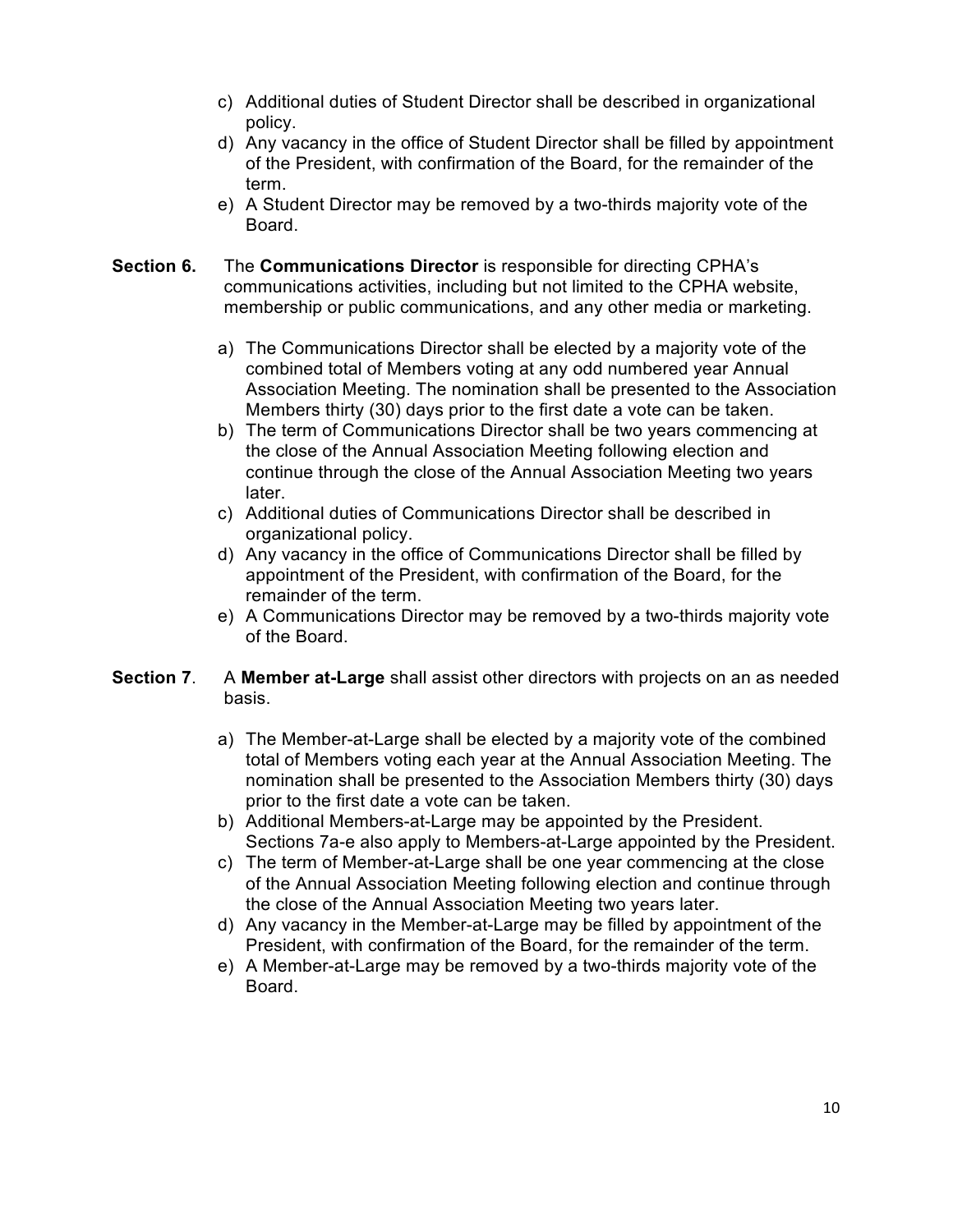c) Additional duties of Student Director shall be described in organizational policy.
d) Any vacancy in the office of Student Director shall be filled by appointment of the President, with confirmation of the Board, for the remainder of the term.
e) A Student Director may be removed by a two-thirds majority vote of the Board.

**Section 6.** The **Communications Director** is responsible for directing CPHA's communications activities, including but not limited to the CPHA website, membership or public communications, and any other media or marketing.

a) The Communications Director shall be elected by a majority vote of the combined total of Members voting at any odd numbered year Annual Association Meeting. The nomination shall be presented to the Association Members thirty (30) days prior to the first date a vote can be taken.
b) The term of Communications Director shall be two years commencing at the close of the Annual Association Meeting following election and continue through the close of the Annual Association Meeting two years later.
c) Additional duties of Communications Director shall be described in organizational policy.
d) Any vacancy in the office of Communications Director shall be filled by appointment of the President, with confirmation of the Board, for the remainder of the term.
e) A Communications Director may be removed by a two-thirds majority vote of the Board.

**Section 7**. A **Member at-Large** shall assist other directors with projects on an as needed basis.

a) The Member-at-Large shall be elected by a majority vote of the combined total of Members voting each year at the Annual Association Meeting. The nomination shall be presented to the Association Members thirty (30) days prior to the first date a vote can be taken.
b) Additional Members-at-Large may be appointed by the President. Sections 7a-e also apply to Members-at-Large appointed by the President.
c) The term of Member-at-Large shall be one year commencing at the close of the Annual Association Meeting following election and continue through the close of the Annual Association Meeting two years later.
d) Any vacancy in the Member-at-Large may be filled by appointment of the President, with confirmation of the Board, for the remainder of the term.
e) A Member-at-Large may be removed by a two-thirds majority vote of the Board.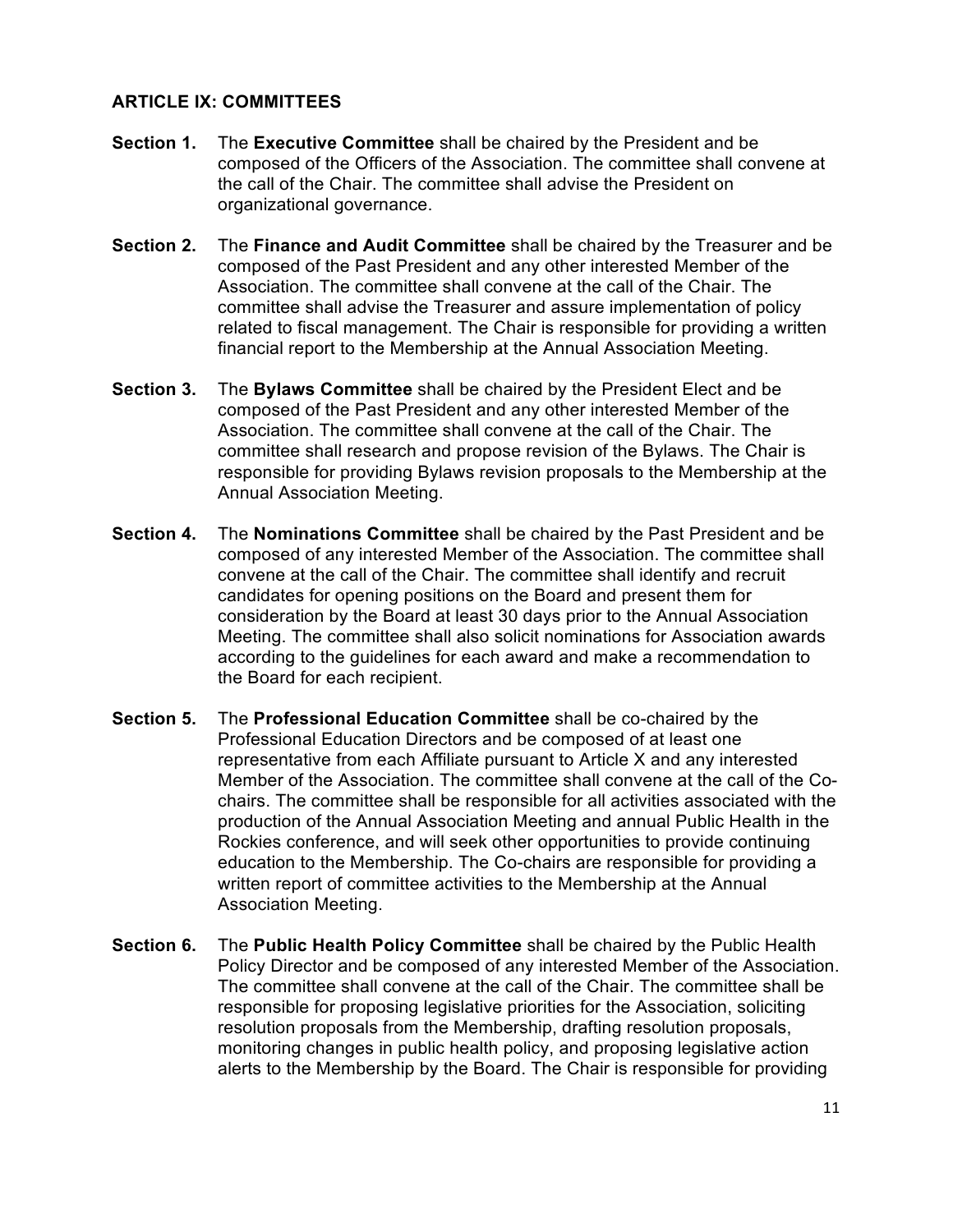## ARTICLE IX: COMMITTEES

**Section 1.** The **Executive Committee** shall be chaired by the President and be composed of the Officers of the Association. The committee shall convene at the call of the Chair. The committee shall advise the President on organizational governance.

**Section 2.** The **Finance and Audit Committee** shall be chaired by the Treasurer and be composed of the Past President and any other interested Member of the Association. The committee shall convene at the call of the Chair. The committee shall advise the Treasurer and assure implementation of policy related to fiscal management. The Chair is responsible for providing a written financial report to the Membership at the Annual Association Meeting.

**Section 3.** The **Bylaws Committee** shall be chaired by the President Elect and be composed of the Past President and any other interested Member of the Association. The committee shall convene at the call of the Chair. The committee shall research and propose revision of the Bylaws. The Chair is responsible for providing Bylaws revision proposals to the Membership at the Annual Association Meeting.

**Section 4.** The **Nominations Committee** shall be chaired by the Past President and be composed of any interested Member of the Association. The committee shall convene at the call of the Chair. The committee shall identify and recruit candidates for opening positions on the Board and present them for consideration by the Board at least 30 days prior to the Annual Association Meeting. The committee shall also solicit nominations for Association awards according to the guidelines for each award and make a recommendation to the Board for each recipient.

**Section 5.** The **Professional Education Committee** shall be co-chaired by the Professional Education Directors and be composed of at least one representative from each Affiliate pursuant to Article X and any interested Member of the Association. The committee shall convene at the call of the Co-chairs. The committee shall be responsible for all activities associated with the production of the Annual Association Meeting and annual Public Health in the Rockies conference, and will seek other opportunities to provide continuing education to the Membership. The Co-chairs are responsible for providing a written report of committee activities to the Membership at the Annual Association Meeting.

**Section 6.** The **Public Health Policy Committee** shall be chaired by the Public Health Policy Director and be composed of any interested Member of the Association. The committee shall convene at the call of the Chair. The committee shall be responsible for proposing legislative priorities for the Association, soliciting resolution proposals from the Membership, drafting resolution proposals, monitoring changes in public health policy, and proposing legislative action alerts to the Membership by the Board. The Chair is responsible for providing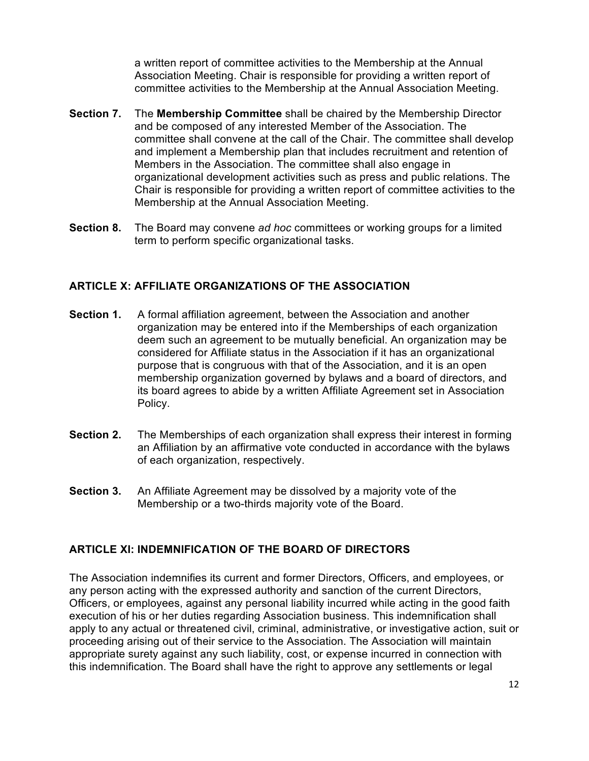a written report of committee activities to the Membership at the Annual Association Meeting. Chair is responsible for providing a written report of committee activities to the Membership at the Annual Association Meeting.

**Section 7.** The **Membership Committee** shall be chaired by the Membership Director and be composed of any interested Member of the Association. The committee shall convene at the call of the Chair. The committee shall develop and implement a Membership plan that includes recruitment and retention of Members in the Association. The committee shall also engage in organizational development activities such as press and public relations. The Chair is responsible for providing a written report of committee activities to the Membership at the Annual Association Meeting.

**Section 8.** The Board may convene *ad hoc* committees or working groups for a limited term to perform specific organizational tasks.

## ARTICLE X: AFFILIATE ORGANIZATIONS OF THE ASSOCIATION

**Section 1.** A formal affiliation agreement, between the Association and another organization may be entered into if the Memberships of each organization deem such an agreement to be mutually beneficial. An organization may be considered for Affiliate status in the Association if it has an organizational purpose that is congruous with that of the Association, and it is an open membership organization governed by bylaws and a board of directors, and its board agrees to abide by a written Affiliate Agreement set in Association Policy.

**Section 2.** The Memberships of each organization shall express their interest in forming an Affiliation by an affirmative vote conducted in accordance with the bylaws of each organization, respectively.

**Section 3.** An Affiliate Agreement may be dissolved by a majority vote of the Membership or a two-thirds majority vote of the Board.

## ARTICLE XI: INDEMNIFICATION OF THE BOARD OF DIRECTORS

The Association indemnifies its current and former Directors, Officers, and employees, or any person acting with the expressed authority and sanction of the current Directors, Officers, or employees, against any personal liability incurred while acting in the good faith execution of his or her duties regarding Association business. This indemnification shall apply to any actual or threatened civil, criminal, administrative, or investigative action, suit or proceeding arising out of their service to the Association. The Association will maintain appropriate surety against any such liability, cost, or expense incurred in connection with this indemnification. The Board shall have the right to approve any settlements or legal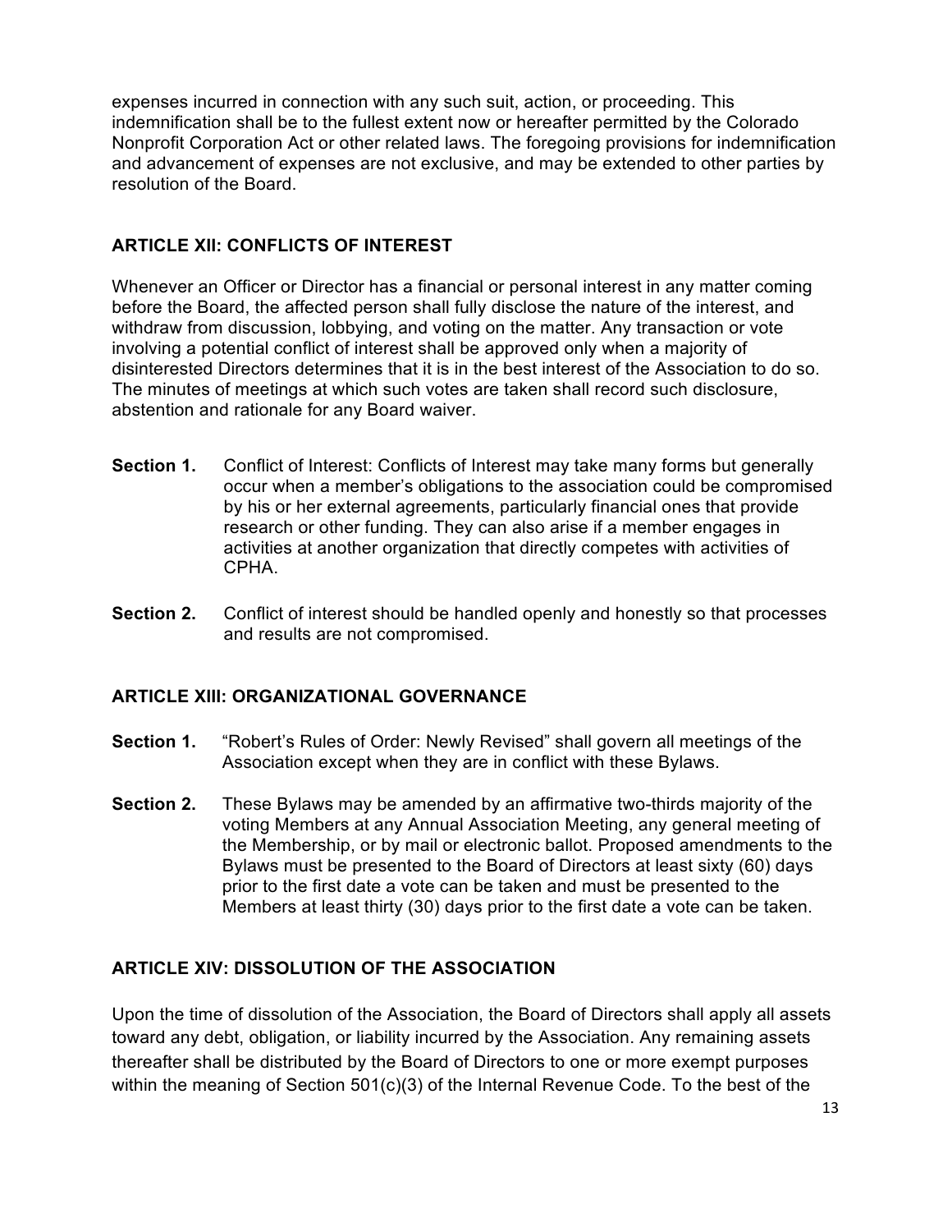expenses incurred in connection with any such suit, action, or proceeding. This indemnification shall be to the fullest extent now or hereafter permitted by the Colorado Nonprofit Corporation Act or other related laws. The foregoing provisions for indemnification and advancement of expenses are not exclusive, and may be extended to other parties by resolution of the Board.

## ARTICLE XII: CONFLICTS OF INTEREST

Whenever an Officer or Director has a financial or personal interest in any matter coming before the Board, the affected person shall fully disclose the nature of the interest, and withdraw from discussion, lobbying, and voting on the matter. Any transaction or vote involving a potential conflict of interest shall be approved only when a majority of disinterested Directors determines that it is in the best interest of the Association to do so. The minutes of meetings at which such votes are taken shall record such disclosure, abstention and rationale for any Board waiver.

**Section 1.** Conflict of Interest: Conflicts of Interest may take many forms but generally occur when a member's obligations to the association could be compromised by his or her external agreements, particularly financial ones that provide research or other funding. They can also arise if a member engages in activities at another organization that directly competes with activities of CPHA.

**Section 2.** Conflict of interest should be handled openly and honestly so that processes and results are not compromised.

## ARTICLE XIII: ORGANIZATIONAL GOVERNANCE

**Section 1.** "Robert's Rules of Order: Newly Revised" shall govern all meetings of the Association except when they are in conflict with these Bylaws.

**Section 2.** These Bylaws may be amended by an affirmative two-thirds majority of the voting Members at any Annual Association Meeting, any general meeting of the Membership, or by mail or electronic ballot. Proposed amendments to the Bylaws must be presented to the Board of Directors at least sixty (60) days prior to the first date a vote can be taken and must be presented to the Members at least thirty (30) days prior to the first date a vote can be taken.

## ARTICLE XIV: DISSOLUTION OF THE ASSOCIATION

Upon the time of dissolution of the Association, the Board of Directors shall apply all assets toward any debt, obligation, or liability incurred by the Association. Any remaining assets thereafter shall be distributed by the Board of Directors to one or more exempt purposes within the meaning of Section 501(c)(3) of the Internal Revenue Code. To the best of the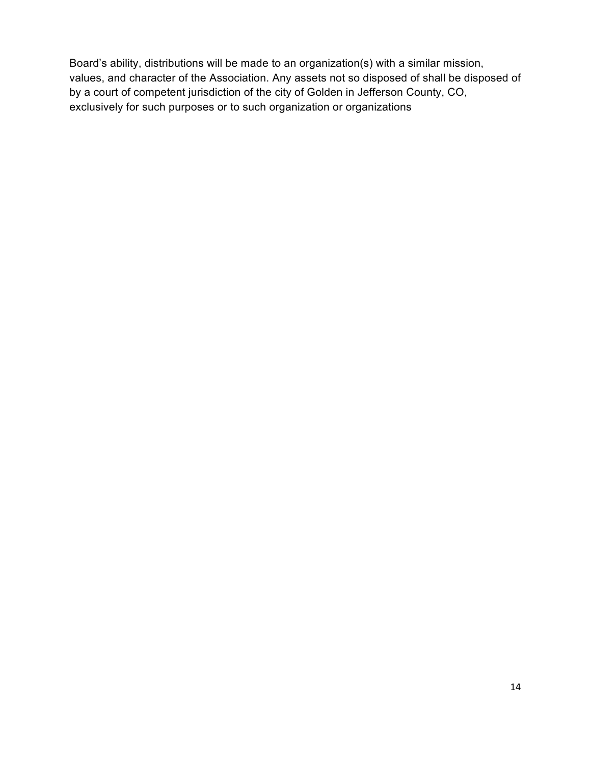Board's ability, distributions will be made to an organization(s) with a similar mission, values, and character of the Association. Any assets not so disposed of shall be disposed of by a court of competent jurisdiction of the city of Golden in Jefferson County, CO, exclusively for such purposes or to such organization or organizations